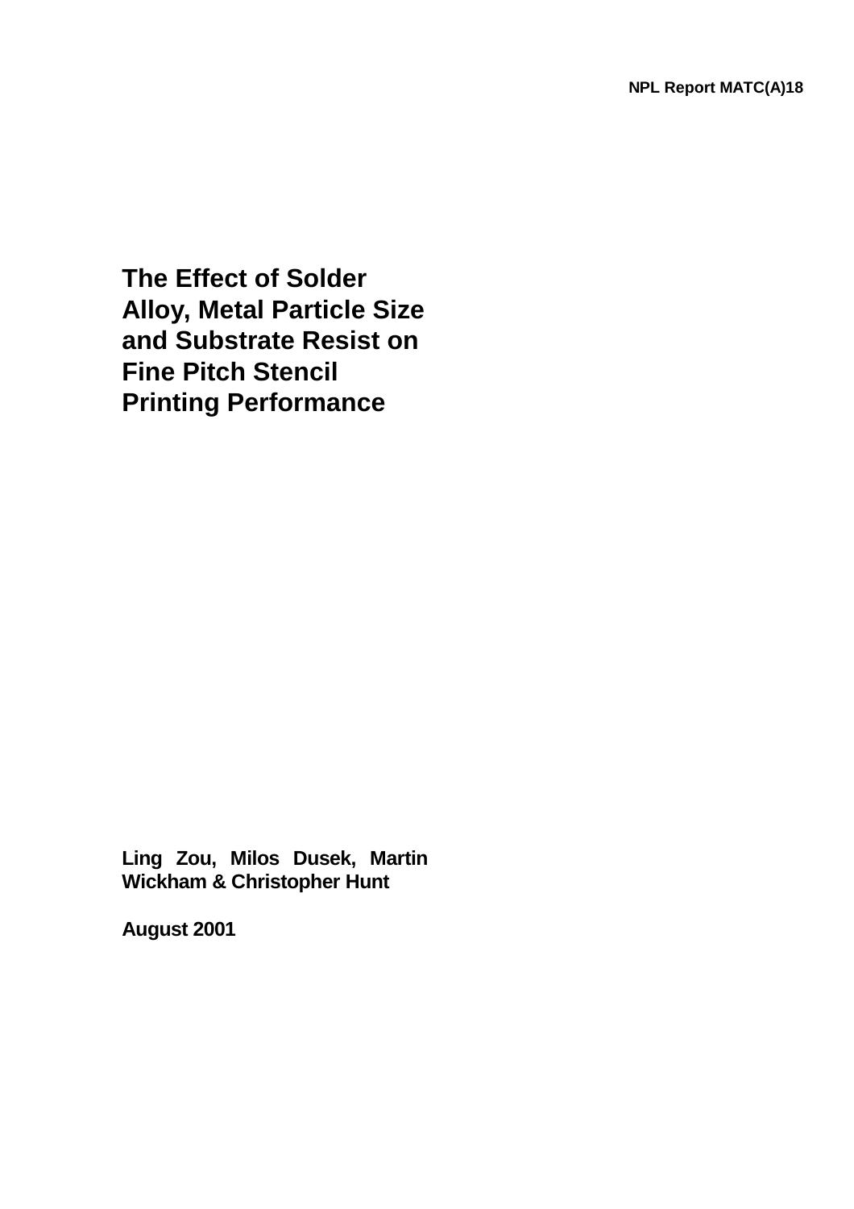NPL Report MATC(A)18

# The Effect of Solder Alloy, Metal Particle Size and Substrate Resist on Fine Pitch Stencil Printing Performance

**Ling Zou, Milos Dusek, Martin Wickham & Christopher Hunt**

**August 2001**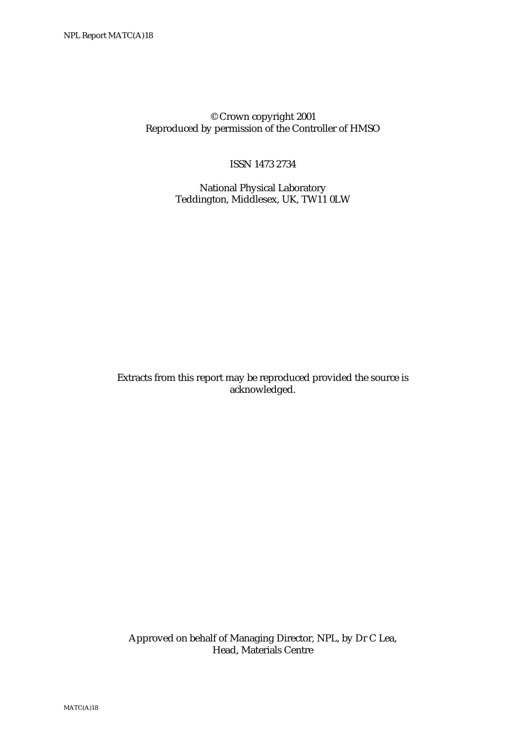© Crown copyright 2001
Reproduced by permission of the Controller of HMSO

ISSN 1473 2734

National Physical Laboratory
Teddington, Middlesex, UK, TW11 0LW

Extracts from this report may be reproduced provided the source is acknowledged.

Approved on behalf of Managing Director, NPL, by Dr C Lea,
Head, Materials Centre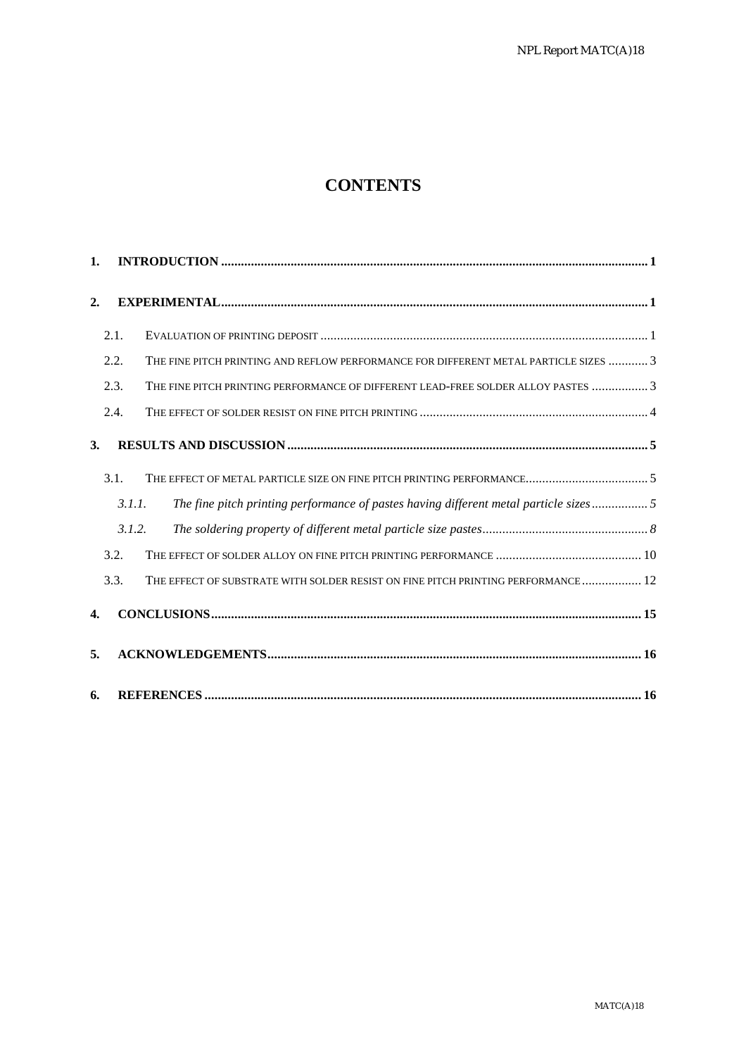# CONTENTS

1. **INTRODUCTION** ..... 1
2. **EXPERIMENTAL** ..... 1
   - 2.1. EVALUATION OF PRINTING DEPOSIT ..... 1
   - 2.2. THE FINE PITCH PRINTING AND REFLOW PERFORMANCE FOR DIFFERENT METAL PARTICLE SIZES ..... 3
   - 2.3. THE FINE PITCH PRINTING PERFORMANCE OF DIFFERENT LEAD-FREE SOLDER ALLOY PASTES ..... 3
   - 2.4. THE EFFECT OF SOLDER RESIST ON FINE PITCH PRINTING ..... 4
3. **RESULTS AND DISCUSSION** ..... 5
   - 3.1. THE EFFECT OF METAL PARTICLE SIZE ON FINE PITCH PRINTING PERFORMANCE ..... 5
     - *3.1.1. The fine pitch printing performance of pastes having different metal particle sizes* ..... 5
     - *3.1.2. The soldering property of different metal particle size pastes* ..... 8
   - 3.2. THE EFFECT OF SOLDER ALLOY ON FINE PITCH PRINTING PERFORMANCE ..... 10
   - 3.3. THE EFFECT OF SUBSTRATE WITH SOLDER RESIST ON FINE PITCH PRINTING PERFORMANCE ..... 12
4. **CONCLUSIONS** ..... 15
5. **ACKNOWLEDGEMENTS** ..... 16
6. **REFERENCES** ..... 16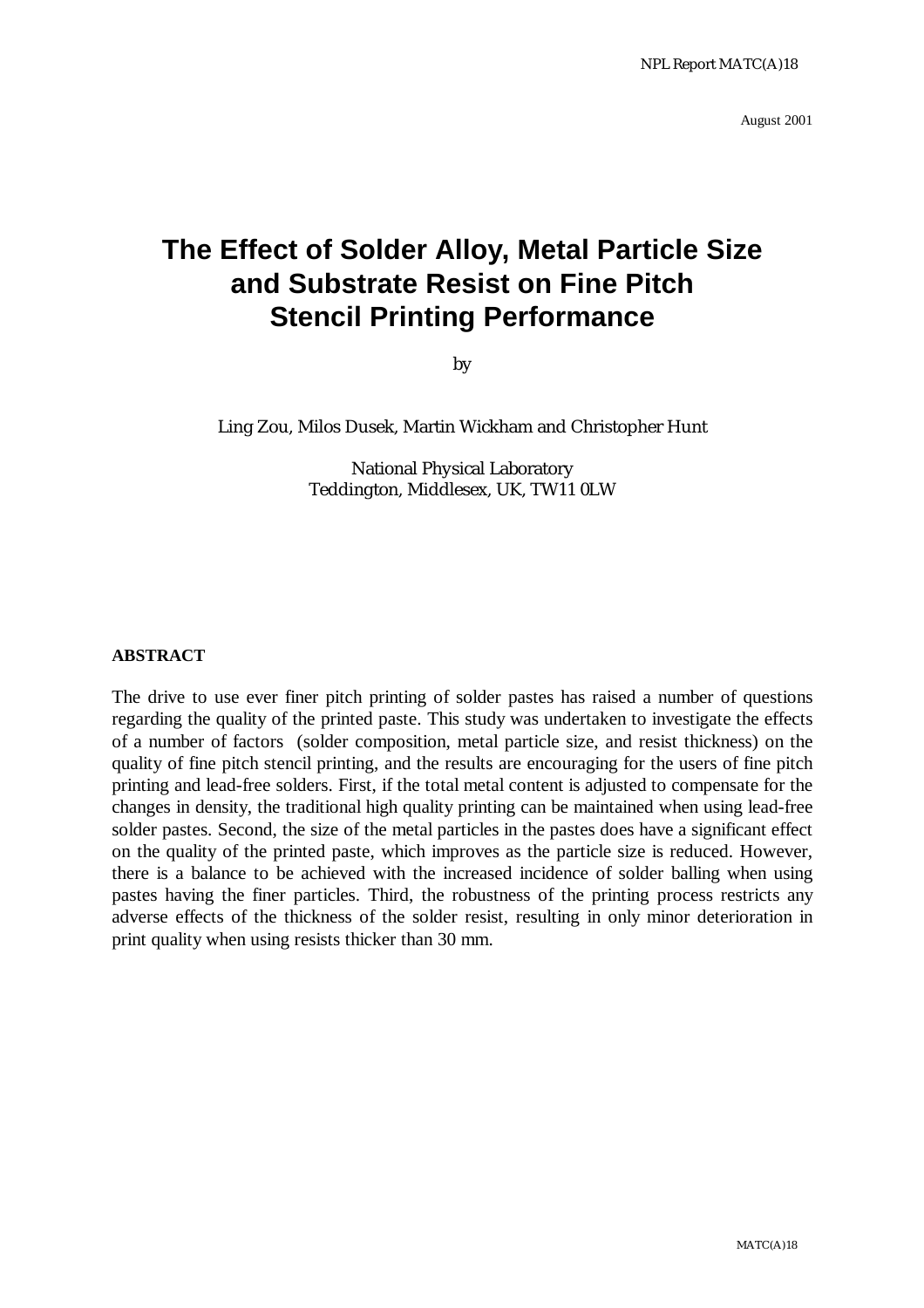NPL Report MATC(A)18

August 2001

# The Effect of Solder Alloy, Metal Particle Size and Substrate Resist on Fine Pitch Stencil Printing Performance

by

Ling Zou, Milos Dusek, Martin Wickham and Christopher Hunt

National Physical Laboratory
Teddington, Middlesex, UK, TW11 0LW

**ABSTRACT**

The drive to use ever finer pitch printing of solder pastes has raised a number of questions regarding the quality of the printed paste. This study was undertaken to investigate the effects of a number of factors (solder composition, metal particle size, and resist thickness) on the quality of fine pitch stencil printing, and the results are encouraging for the users of fine pitch printing and lead-free solders. First, if the total metal content is adjusted to compensate for the changes in density, the traditional high quality printing can be maintained when using lead-free solder pastes. Second, the size of the metal particles in the pastes does have a significant effect on the quality of the printed paste, which improves as the particle size is reduced. However, there is a balance to be achieved with the increased incidence of solder balling when using pastes having the finer particles. Third, the robustness of the printing process restricts any adverse effects of the thickness of the solder resist, resulting in only minor deterioration in print quality when using resists thicker than 30 mm.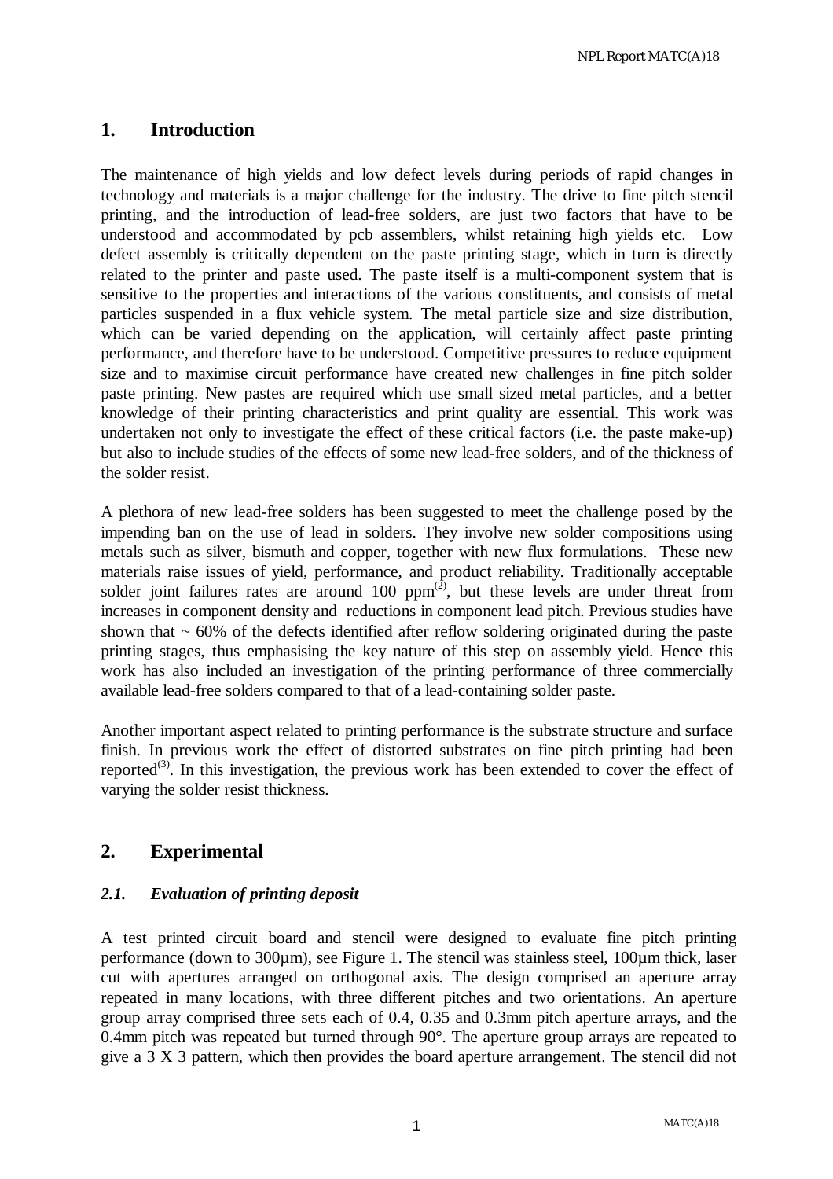## 1. Introduction

The maintenance of high yields and low defect levels during periods of rapid changes in technology and materials is a major challenge for the industry. The drive to fine pitch stencil printing, and the introduction of lead-free solders, are just two factors that have to be understood and accommodated by pcb assemblers, whilst retaining high yields etc. Low defect assembly is critically dependent on the paste printing stage, which in turn is directly related to the printer and paste used. The paste itself is a multi-component system that is sensitive to the properties and interactions of the various constituents, and consists of metal particles suspended in a flux vehicle system. The metal particle size and size distribution, which can be varied depending on the application, will certainly affect paste printing performance, and therefore have to be understood. Competitive pressures to reduce equipment size and to maximise circuit performance have created new challenges in fine pitch solder paste printing. New pastes are required which use small sized metal particles, and a better knowledge of their printing characteristics and print quality are essential. This work was undertaken not only to investigate the effect of these critical factors (i.e. the paste make-up) but also to include studies of the effects of some new lead-free solders, and of the thickness of the solder resist.

A plethora of new lead-free solders has been suggested to meet the challenge posed by the impending ban on the use of lead in solders. They involve new solder compositions using metals such as silver, bismuth and copper, together with new flux formulations. These new materials raise issues of yield, performance, and product reliability. Traditionally acceptable solder joint failures rates are around 100 ppm[(2)], but these levels are under threat from increases in component density and reductions in component lead pitch. Previous studies have shown that ~ 60% of the defects identified after reflow soldering originated during the paste printing stages, thus emphasising the key nature of this step on assembly yield. Hence this work has also included an investigation of the printing performance of three commercially available lead-free solders compared to that of a lead-containing solder paste.

Another important aspect related to printing performance is the substrate structure and surface finish. In previous work the effect of distorted substrates on fine pitch printing had been reported[(3)]. In this investigation, the previous work has been extended to cover the effect of varying the solder resist thickness.

## 2. Experimental

### *2.1. Evaluation of printing deposit*

A test printed circuit board and stencil were designed to evaluate fine pitch printing performance (down to 300µm), see Figure 1. The stencil was stainless steel, 100µm thick, laser cut with apertures arranged on orthogonal axis. The design comprised an aperture array repeated in many locations, with three different pitches and two orientations. An aperture group array comprised three sets each of 0.4, 0.35 and 0.3mm pitch aperture arrays, and the 0.4mm pitch was repeated but turned through 90°. The aperture group arrays are repeated to give a 3 X 3 pattern, which then provides the board aperture arrangement. The stencil did not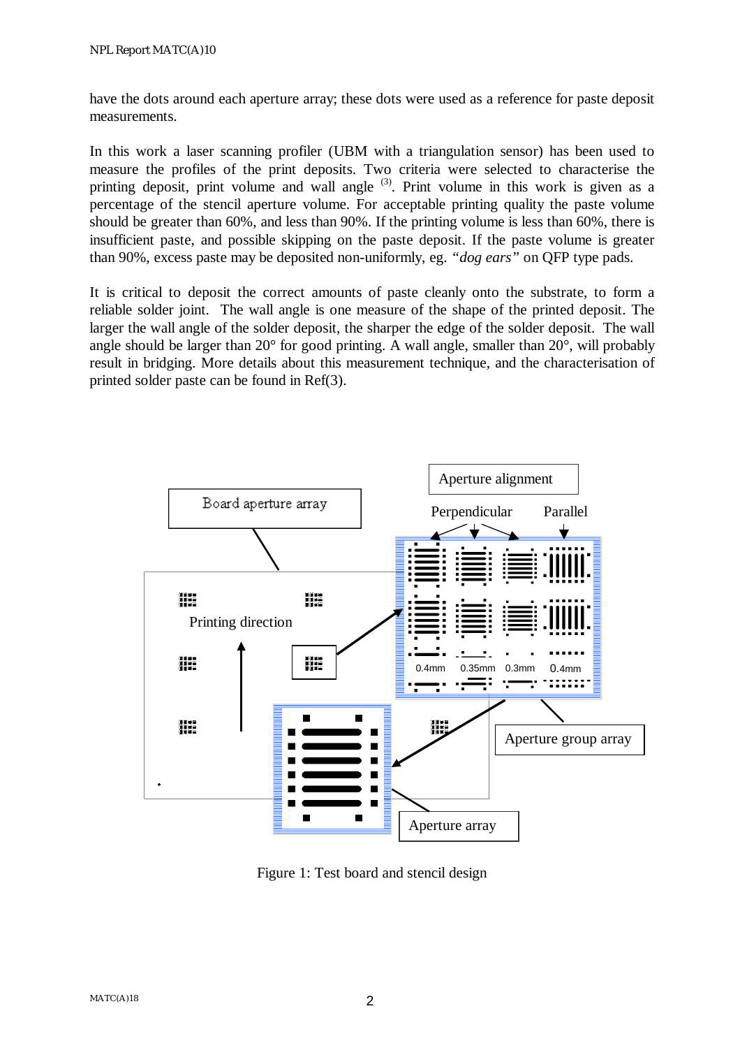have the dots around each aperture array; these dots were used as a reference for paste deposit measurements.

In this work a laser scanning profiler (UBM with a triangulation sensor) has been used to measure the profiles of the print deposits. Two criteria were selected to characterise the printing deposit, print volume and wall angle [3]. Print volume in this work is given as a percentage of the stencil aperture volume. For acceptable printing quality the paste volume should be greater than 60%, and less than 90%. If the printing volume is less than 60%, there is insufficient paste, and possible skipping on the paste deposit. If the paste volume is greater than 90%, excess paste may be deposited non-uniformly, eg. *"dog ears"* on QFP type pads.

It is critical to deposit the correct amounts of paste cleanly onto the substrate, to form a reliable solder joint. The wall angle is one measure of the shape of the printed deposit. The larger the wall angle of the solder deposit, the sharper the edge of the solder deposit. The wall angle should be larger than 20° for good printing. A wall angle, smaller than 20°, will probably result in bridging. More details about this measurement technique, and the characterisation of printed solder paste can be found in Ref(3).

Figure 1: Test board and stencil design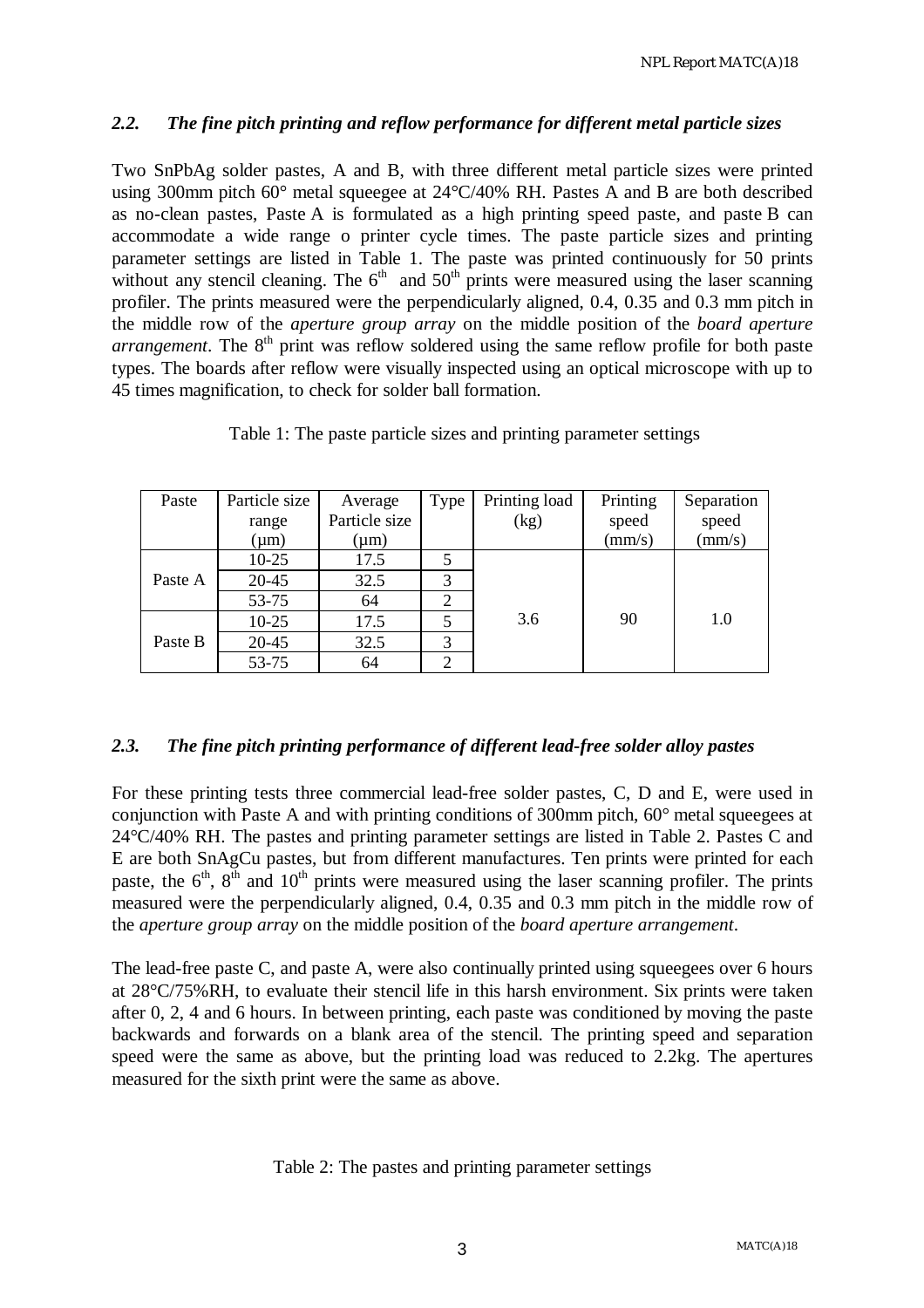### *2.2. The fine pitch printing and reflow performance for different metal particle sizes*

Two SnPbAg solder pastes, A and B, with three different metal particle sizes were printed using 300mm pitch 60° metal squeegee at 24°C/40% RH. Pastes A and B are both described as no-clean pastes, Paste A is formulated as a high printing speed paste, and paste B can accommodate a wide range o printer cycle times. The paste particle sizes and printing parameter settings are listed in Table 1. The paste was printed continuously for 50 prints without any stencil cleaning. The 6[th] and 50[th] prints were measured using the laser scanning profiler. The prints measured were the perpendicularly aligned, 0.4, 0.35 and 0.3 mm pitch in the middle row of the *aperture group array* on the middle position of the *board aperture arrangement*. The 8[th] print was reflow soldered using the same reflow profile for both paste types. The boards after reflow were visually inspected using an optical microscope with up to 45 times magnification, to check for solder ball formation.

Table 1: The paste particle sizes and printing parameter settings

| Paste | Particle size range (μm) | Average Particle size (μm) | Type | Printing load (kg) | Printing speed (mm/s) | Separation speed (mm/s) |
|---|---|---|---|---|---|---|
| Paste A | 10-25 | 17.5 | 5 | 3.6 | 90 | 1.0 |
| | 20-45 | 32.5 | 3 | | | |
| | 53-75 | 64 | 2 | | | |
| Paste B | 10-25 | 17.5 | 5 | | | |
| | 20-45 | 32.5 | 3 | | | |
| | 53-75 | 64 | 2 | | | |

### *2.3. The fine pitch printing performance of different lead-free solder alloy pastes*

For these printing tests three commercial lead-free solder pastes, C, D and E, were used in conjunction with Paste A and with printing conditions of 300mm pitch, 60° metal squeegees at 24°C/40% RH. The pastes and printing parameter settings are listed in Table 2. Pastes C and E are both SnAgCu pastes, but from different manufactures. Ten prints were printed for each paste, the 6[th], 8[th] and 10[th] prints were measured using the laser scanning profiler. The prints measured were the perpendicularly aligned, 0.4, 0.35 and 0.3 mm pitch in the middle row of the *aperture group array* on the middle position of the *board aperture arrangement*.

The lead-free paste C, and paste A, were also continually printed using squeegees over 6 hours at 28°C/75%RH, to evaluate their stencil life in this harsh environment. Six prints were taken after 0, 2, 4 and 6 hours. In between printing, each paste was conditioned by moving the paste backwards and forwards on a blank area of the stencil. The printing speed and separation speed were the same as above, but the printing load was reduced to 2.2kg. The apertures measured for the sixth print were the same as above.

Table 2: The pastes and printing parameter settings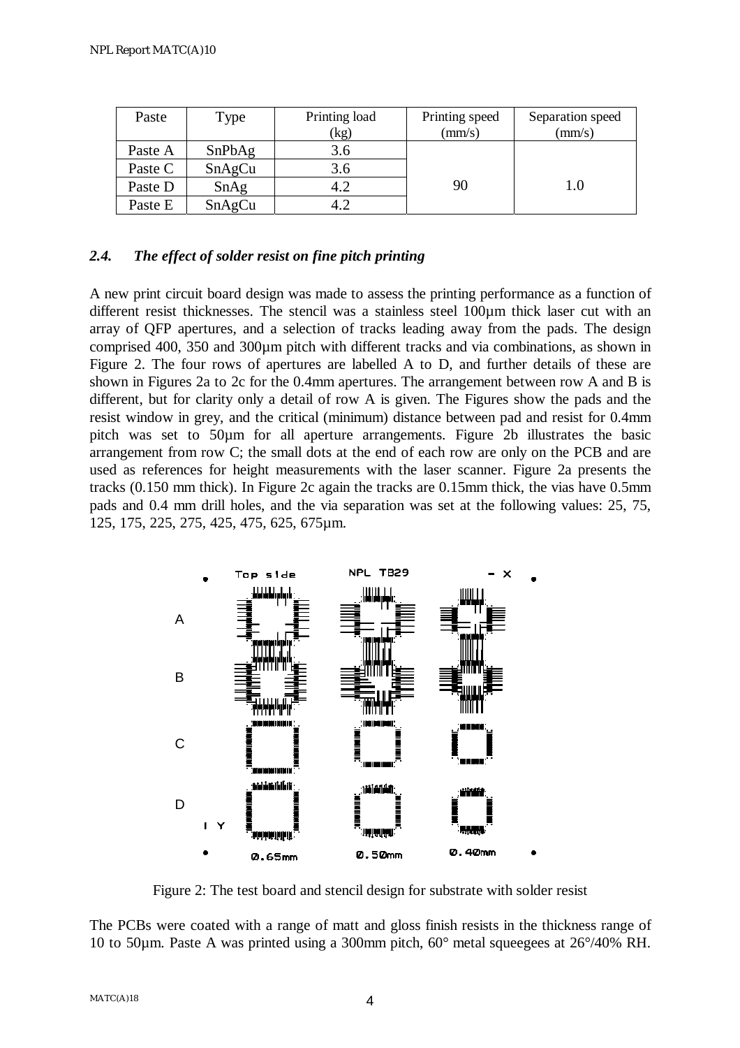| Paste | Type | Printing load (kg) | Printing speed (mm/s) | Separation speed (mm/s) |
|---|---|---|---|---|
| Paste A | SnPbAg | 3.6 | 90 | 1.0 |
| Paste C | SnAgCu | 3.6 | | |
| Paste D | SnAg | 4.2 | | |
| Paste E | SnAgCu | 4.2 | | |

## *2.4. The effect of solder resist on fine pitch printing*

A new print circuit board design was made to assess the printing performance as a function of different resist thicknesses. The stencil was a stainless steel 100µm thick laser cut with an array of QFP apertures, and a selection of tracks leading away from the pads. The design comprised 400, 350 and 300µm pitch with different tracks and via combinations, as shown in Figure 2. The four rows of apertures are labelled A to D, and further details of these are shown in Figures 2a to 2c for the 0.4mm apertures. The arrangement between row A and B is different, but for clarity only a detail of row A is given. The Figures show the pads and the resist window in grey, and the critical (minimum) distance between pad and resist for 0.4mm pitch was set to 50µm for all aperture arrangements. Figure 2b illustrates the basic arrangement from row C; the small dots at the end of each row are only on the PCB and are used as references for height measurements with the laser scanner. Figure 2a presents the tracks (0.150 mm thick). In Figure 2c again the tracks are 0.15mm thick, the vias have 0.5mm pads and 0.4 mm drill holes, and the via separation was set at the following values: 25, 75, 125, 175, 225, 275, 425, 475, 625, 675µm.

Figure 2: The test board and stencil design for substrate with solder resist

The PCBs were coated with a range of matt and gloss finish resists in the thickness range of 10 to 50µm. Paste A was printed using a 300mm pitch, 60° metal squeegees at 26°/40% RH.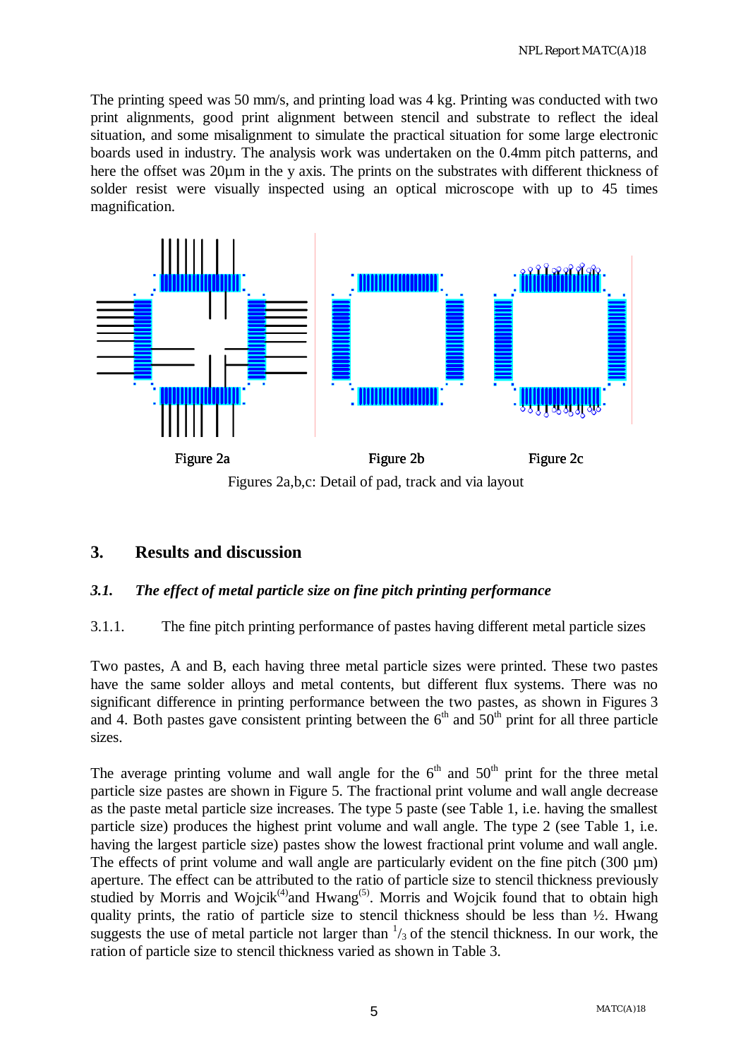The printing speed was 50 mm/s, and printing load was 4 kg. Printing was conducted with two print alignments, good print alignment between stencil and substrate to reflect the ideal situation, and some misalignment to simulate the practical situation for some large electronic boards used in industry. The analysis work was undertaken on the 0.4mm pitch patterns, and here the offset was 20µm in the y axis. The prints on the substrates with different thickness of solder resist were visually inspected using an optical microscope with up to 45 times magnification.

Figure 2a  Figure 2b  Figure 2c

Figures 2a,b,c: Detail of pad, track and via layout

## 3. Results and discussion

### *3.1. The effect of metal particle size on fine pitch printing performance*

3.1.1. The fine pitch printing performance of pastes having different metal particle sizes

Two pastes, A and B, each having three metal particle sizes were printed. These two pastes have the same solder alloys and metal contents, but different flux systems. There was no significant difference in printing performance between the two pastes, as shown in Figures 3 and 4. Both pastes gave consistent printing between the $6^{th}$ and $50^{th}$ print for all three particle sizes.

The average printing volume and wall angle for the $6^{th}$ and $50^{th}$ print for the three metal particle size pastes are shown in Figure 5. The fractional print volume and wall angle decrease as the paste metal particle size increases. The type 5 paste (see Table 1, i.e. having the smallest particle size) produces the highest print volume and wall angle. The type 2 (see Table 1, i.e. having the largest particle size) pastes show the lowest fractional print volume and wall angle. The effects of print volume and wall angle are particularly evident on the fine pitch (300 µm) aperture. The effect can be attributed to the ratio of particle size to stencil thickness previously studied by Morris and Wojcik[4] and Hwang[5]. Morris and Wojcik found that to obtain high quality prints, the ratio of particle size to stencil thickness should be less than ½. Hwang suggests the use of metal particle not larger than $^1/_3$ of the stencil thickness. In our work, the ration of particle size to stencil thickness varied as shown in Table 3.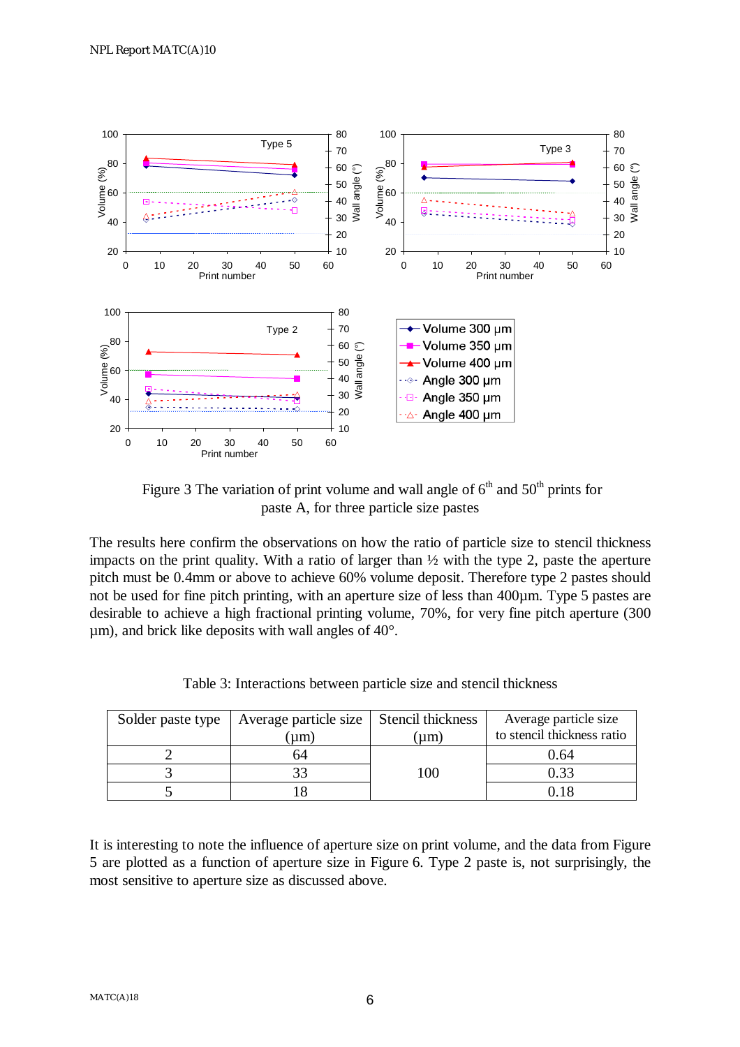Figure 3 The variation of print volume and wall angle of 6[th] and 50[th] prints for paste A, for three particle size pastes

The results here confirm the observations on how the ratio of particle size to stencil thickness impacts on the print quality. With a ratio of larger than ½ with the type 2, paste the aperture pitch must be 0.4mm or above to achieve 60% volume deposit. Therefore type 2 pastes should not be used for fine pitch printing, with an aperture size of less than 400µm. Type 5 pastes are desirable to achieve a high fractional printing volume, 70%, for very fine pitch aperture (300 µm), and brick like deposits with wall angles of 40°.

Table 3: Interactions between particle size and stencil thickness

| Solder paste type | Average particle size (µm) | Stencil thickness (µm) | Average particle size to stencil thickness ratio |
|---|---|---|---|
| 2 | 64 | 100 | 0.64 |
| 3 | 33 | | 0.33 |
| 5 | 18 | | 0.18 |

It is interesting to note the influence of aperture size on print volume, and the data from Figure 5 are plotted as a function of aperture size in Figure 6. Type 2 paste is, not surprisingly, the most sensitive to aperture size as discussed above.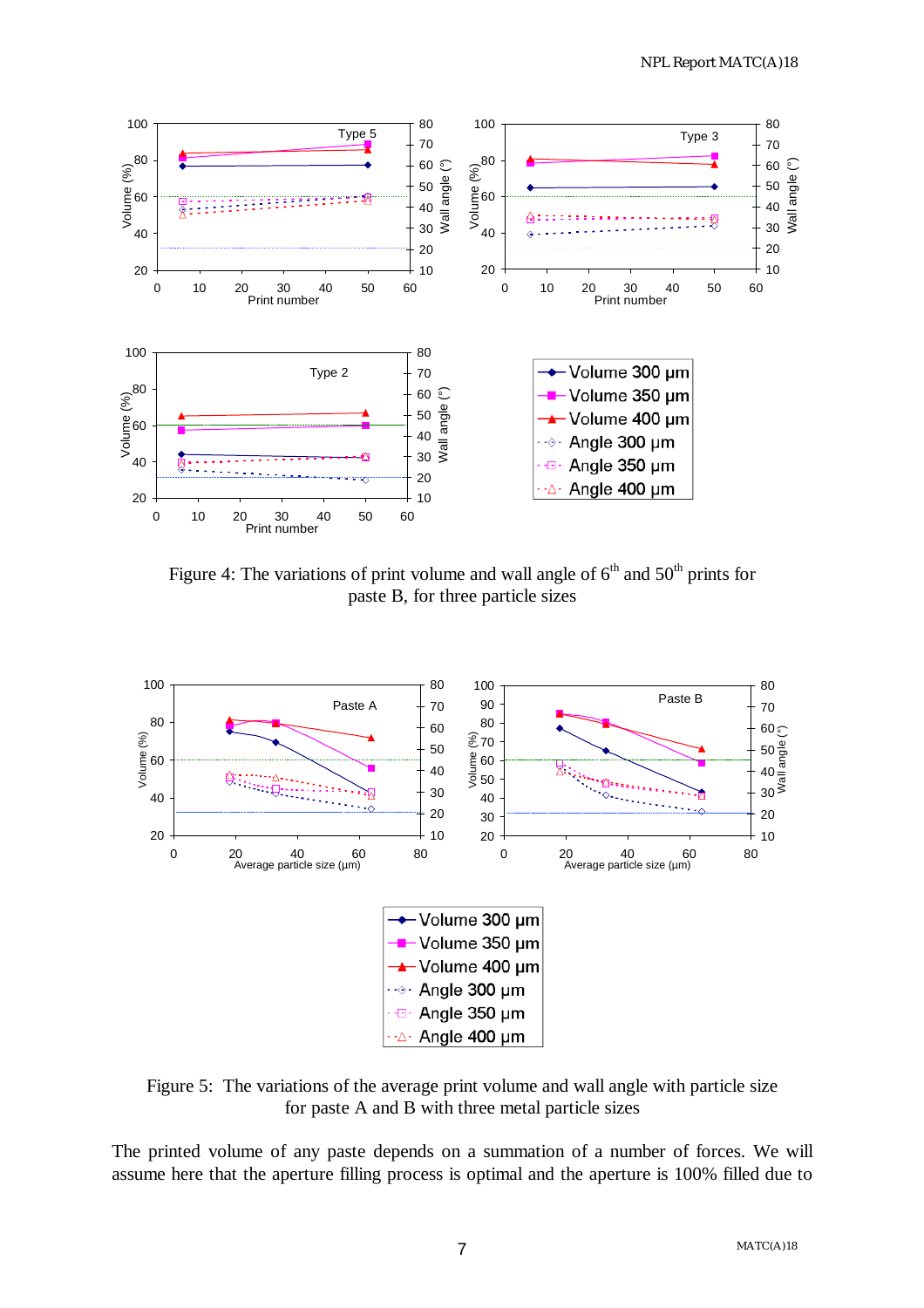Figure 4: The variations of print volume and wall angle of 6th and 50th prints for paste B, for three particle sizes

Figure 5: The variations of the average print volume and wall angle with particle size for paste A and B with three metal particle sizes

The printed volume of any paste depends on a summation of a number of forces. We will assume here that the aperture filling process is optimal and the aperture is 100% filled due to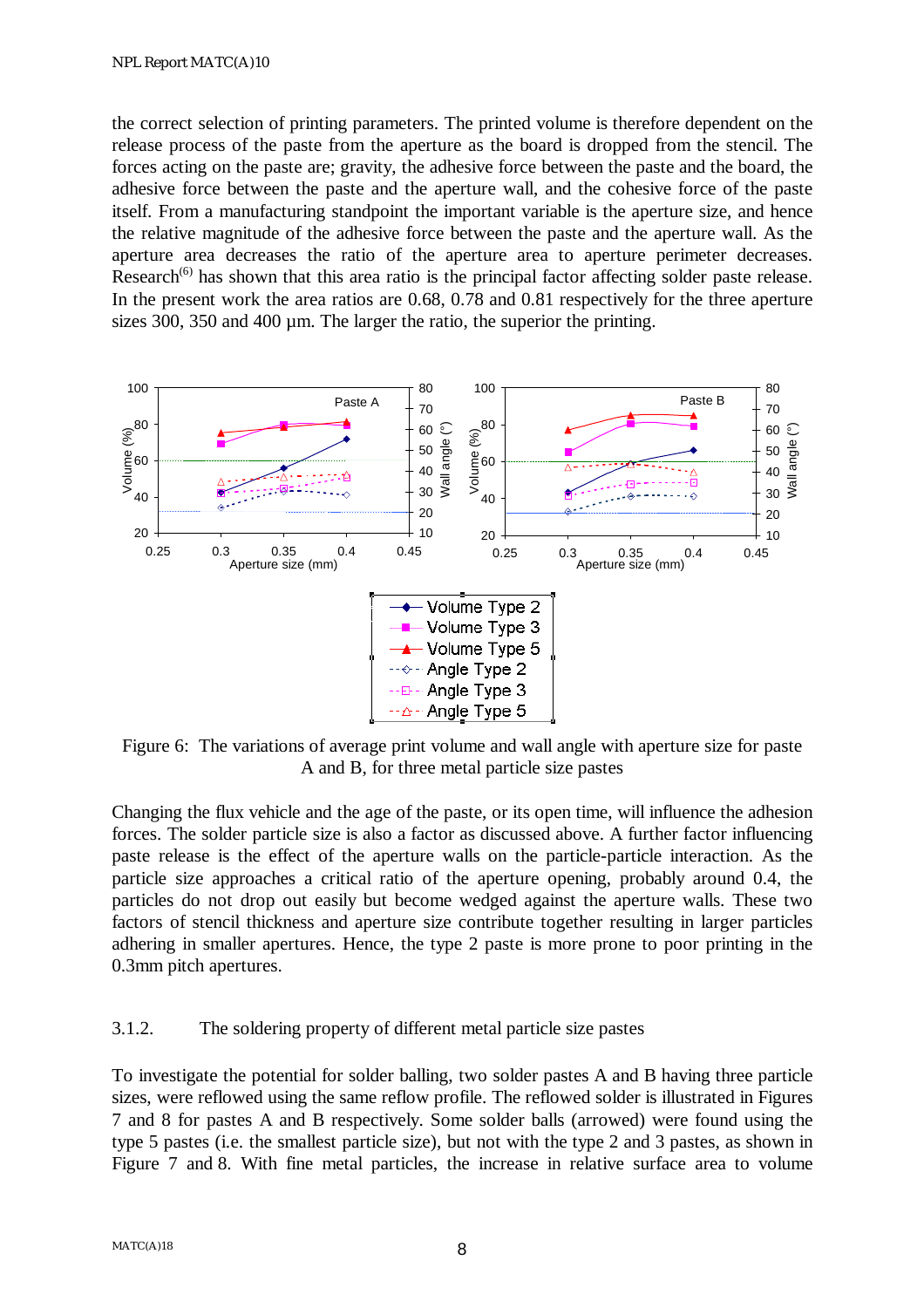the correct selection of printing parameters. The printed volume is therefore dependent on the release process of the paste from the aperture as the board is dropped from the stencil. The forces acting on the paste are; gravity, the adhesive force between the paste and the board, the adhesive force between the paste and the aperture wall, and the cohesive force of the paste itself. From a manufacturing standpoint the important variable is the aperture size, and hence the relative magnitude of the adhesive force between the paste and the aperture wall. As the aperture area decreases the ratio of the aperture area to aperture perimeter decreases. Research[6] has shown that this area ratio is the principal factor affecting solder paste release. In the present work the area ratios are 0.68, 0.78 and 0.81 respectively for the three aperture sizes 300, 350 and 400 µm. The larger the ratio, the superior the printing.

Figure 6: The variations of average print volume and wall angle with aperture size for paste A and B, for three metal particle size pastes

Changing the flux vehicle and the age of the paste, or its open time, will influence the adhesion forces. The solder particle size is also a factor as discussed above. A further factor influencing paste release is the effect of the aperture walls on the particle-particle interaction. As the particle size approaches a critical ratio of the aperture opening, probably around 0.4, the particles do not drop out easily but become wedged against the aperture walls. These two factors of stencil thickness and aperture size contribute together resulting in larger particles adhering in smaller apertures. Hence, the type 2 paste is more prone to poor printing in the 0.3mm pitch apertures.

### 3.1.2. The soldering property of different metal particle size pastes

To investigate the potential for solder balling, two solder pastes A and B having three particle sizes, were reflowed using the same reflow profile. The reflowed solder is illustrated in Figures 7 and 8 for pastes A and B respectively. Some solder balls (arrowed) were found using the type 5 pastes (i.e. the smallest particle size), but not with the type 2 and 3 pastes, as shown in Figure 7 and 8. With fine metal particles, the increase in relative surface area to volume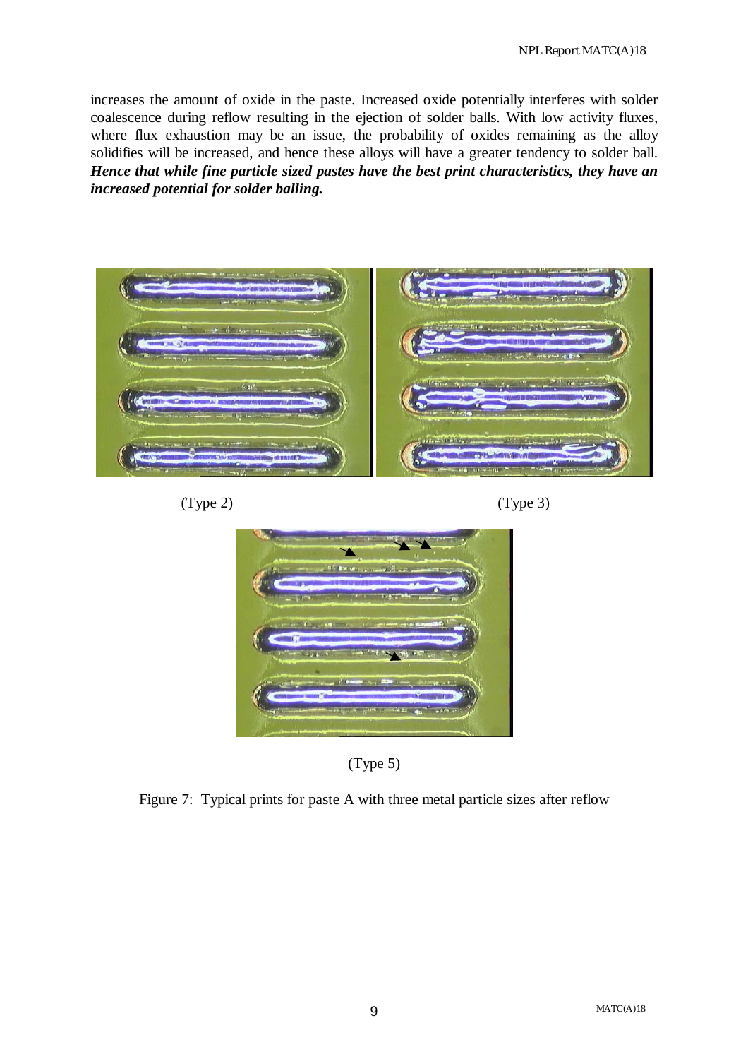increases the amount of oxide in the paste. Increased oxide potentially interferes with solder coalescence during reflow resulting in the ejection of solder balls. With low activity fluxes, where flux exhaustion may be an issue, the probability of oxides remaining as the alloy solidifies will be increased, and hence these alloys will have a greater tendency to solder ball. ***Hence that while fine particle sized pastes have the best print characteristics, they have an increased potential for solder balling.***

(Type 2)

(Type 3)

(Type 5)

Figure 7: Typical prints for paste A with three metal particle sizes after reflow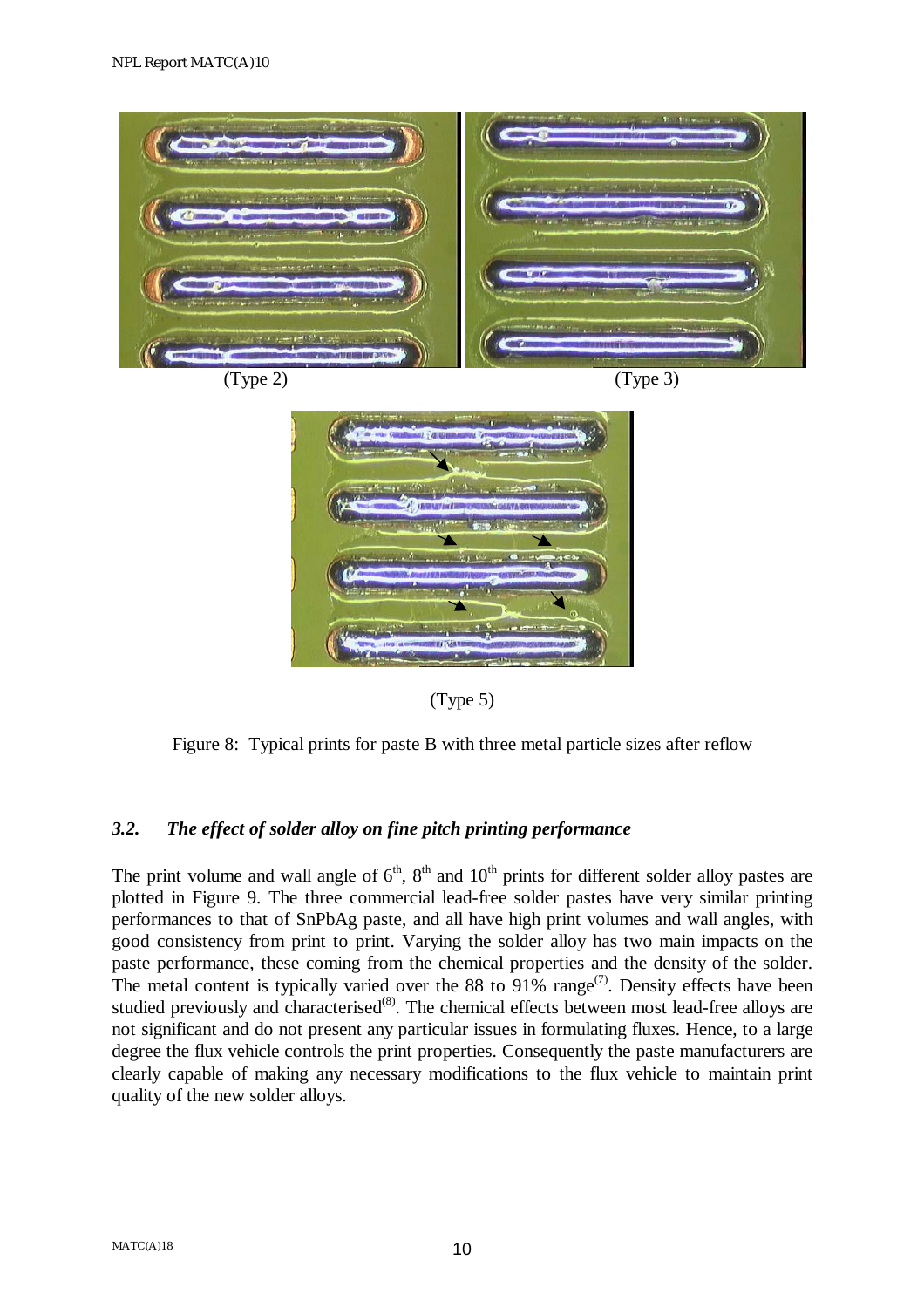(Type 2)

(Type 3)

(Type 5)

Figure 8: Typical prints for paste B with three metal particle sizes after reflow

### *3.2. The effect of solder alloy on fine pitch printing performance*

The print volume and wall angle of 6$^{th}$, 8$^{th}$ and 10$^{th}$ prints for different solder alloy pastes are plotted in Figure 9. The three commercial lead-free solder pastes have very similar printing performances to that of SnPbAg paste, and all have high print volumes and wall angles, with good consistency from print to print. Varying the solder alloy has two main impacts on the paste performance, these coming from the chemical properties and the density of the solder. The metal content is typically varied over the 88 to 91% range(7). Density effects have been studied previously and characterised(8). The chemical effects between most lead-free alloys are not significant and do not present any particular issues in formulating fluxes. Hence, to a large degree the flux vehicle controls the print properties. Consequently the paste manufacturers are clearly capable of making any necessary modifications to the flux vehicle to maintain print quality of the new solder alloys.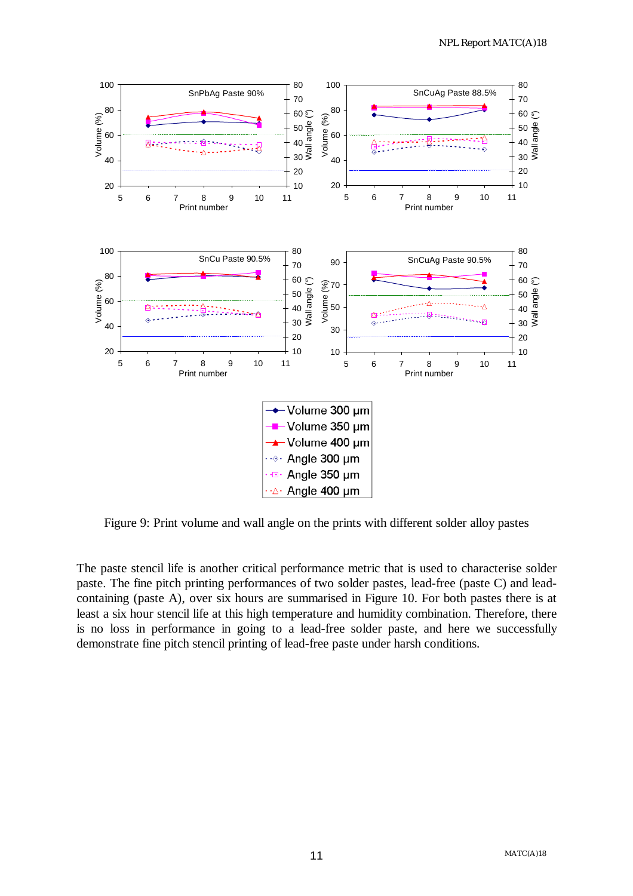Figure 9: Print volume and wall angle on the prints with different solder alloy pastes

The paste stencil life is another critical performance metric that is used to characterise solder paste. The fine pitch printing performances of two solder pastes, lead-free (paste C) and lead-containing (paste A), over six hours are summarised in Figure 10. For both pastes there is at least a six hour stencil life at this high temperature and humidity combination. Therefore, there is no loss in performance in going to a lead-free solder paste, and here we successfully demonstrate fine pitch stencil printing of lead-free paste under harsh conditions.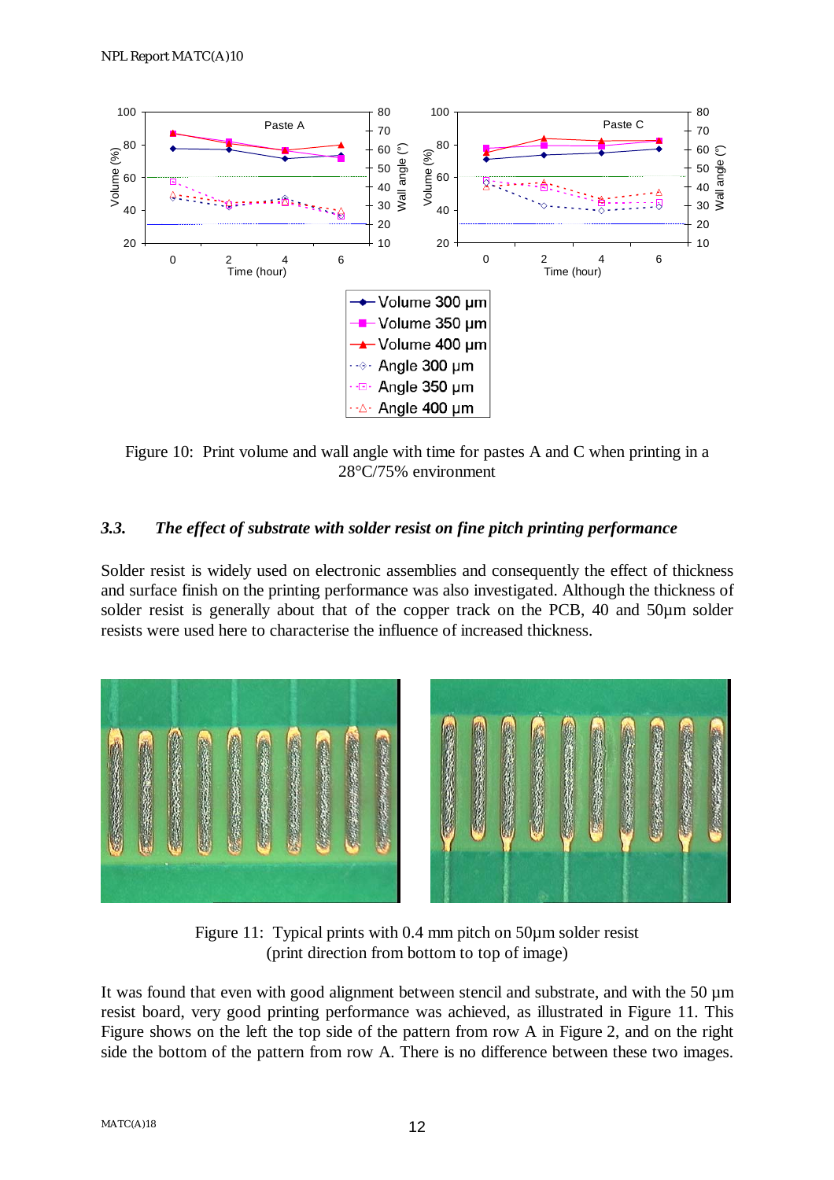Figure 10: Print volume and wall angle with time for pastes A and C when printing in a 28°C/75% environment

### 3.3. *The effect of substrate with solder resist on fine pitch printing performance*

Solder resist is widely used on electronic assemblies and consequently the effect of thickness and surface finish on the printing performance was also investigated. Although the thickness of solder resist is generally about that of the copper track on the PCB, 40 and 50µm solder resists were used here to characterise the influence of increased thickness.

Figure 11: Typical prints with 0.4 mm pitch on 50µm solder resist (print direction from bottom to top of image)

It was found that even with good alignment between stencil and substrate, and with the 50 µm resist board, very good printing performance was achieved, as illustrated in Figure 11. This Figure shows on the left the top side of the pattern from row A in Figure 2, and on the right side the bottom of the pattern from row A. There is no difference between these two images.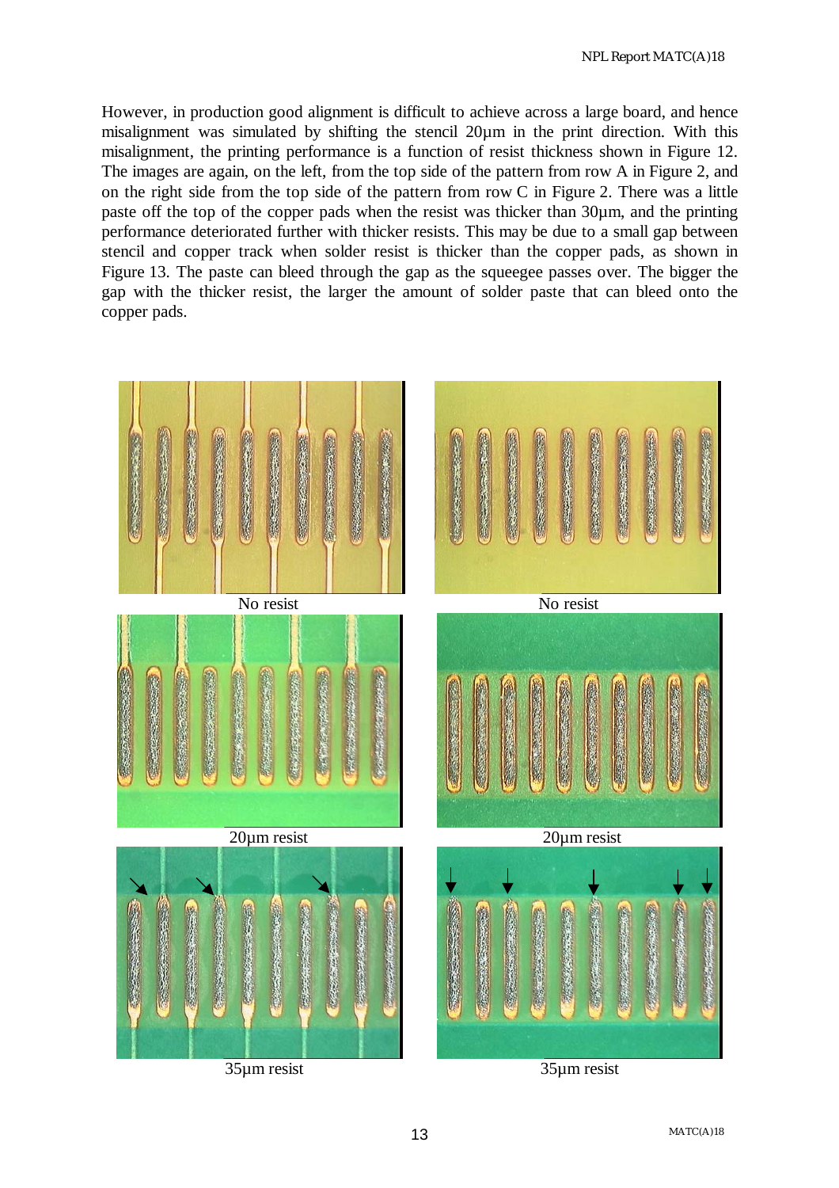However, in production good alignment is difficult to achieve across a large board, and hence misalignment was simulated by shifting the stencil 20µm in the print direction. With this misalignment, the printing performance is a function of resist thickness shown in Figure 12. The images are again, on the left, from the top side of the pattern from row A in Figure 2, and on the right side from the top side of the pattern from row C in Figure 2. There was a little paste off the top of the copper pads when the resist was thicker than 30µm, and the printing performance deteriorated further with thicker resists. This may be due to a small gap between stencil and copper track when solder resist is thicker than the copper pads, as shown in Figure 13. The paste can bleed through the gap as the squeegee passes over. The bigger the gap with the thicker resist, the larger the amount of solder paste that can bleed onto the copper pads.

No resist

No resist

20µm resist

20µm resist

35µm resist

35µm resist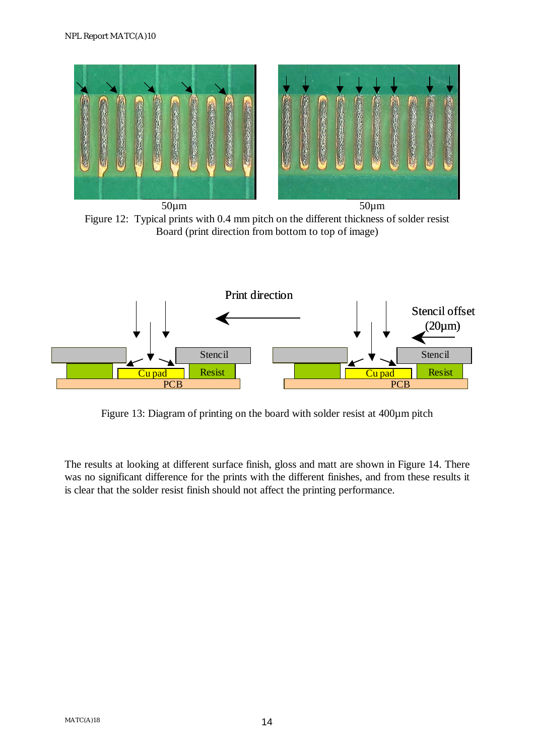50µm 50µm

Figure 12: Typical prints with 0.4 mm pitch on the different thickness of solder resist Board (print direction from bottom to top of image)

Print direction

Stencil offset (20µm)

Stencil Cu pad Resist PCB

Stencil Cu pad Resist PCB

Figure 13: Diagram of printing on the board with solder resist at 400µm pitch

The results at looking at different surface finish, gloss and matt are shown in Figure 14. There was no significant difference for the prints with the different finishes, and from these results it is clear that the solder resist finish should not affect the printing performance.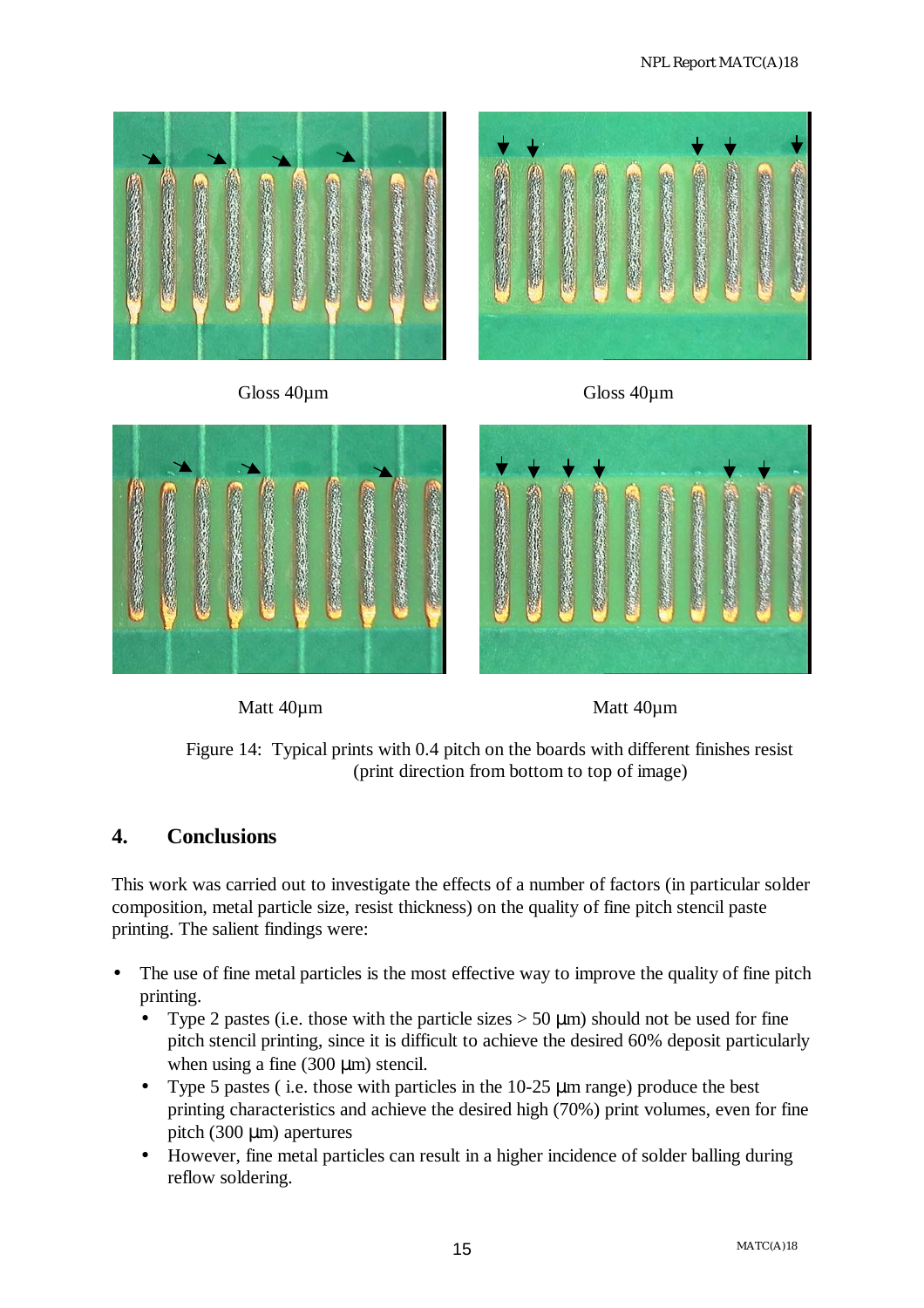Gloss 40µm

Gloss 40µm

Matt 40µm

Matt 40µm

Figure 14: Typical prints with 0.4 pitch on the boards with different finishes resist (print direction from bottom to top of image)

## 4. Conclusions

This work was carried out to investigate the effects of a number of factors (in particular solder composition, metal particle size, resist thickness) on the quality of fine pitch stencil paste printing. The salient findings were:

- The use of fine metal particles is the most effective way to improve the quality of fine pitch printing.
  - Type 2 pastes (i.e. those with the particle sizes > 50 µm) should not be used for fine pitch stencil printing, since it is difficult to achieve the desired 60% deposit particularly when using a fine (300 µm) stencil.
  - Type 5 pastes ( i.e. those with particles in the 10-25 µm range) produce the best printing characteristics and achieve the desired high (70%) print volumes, even for fine pitch (300 µm) apertures
  - However, fine metal particles can result in a higher incidence of solder balling during reflow soldering.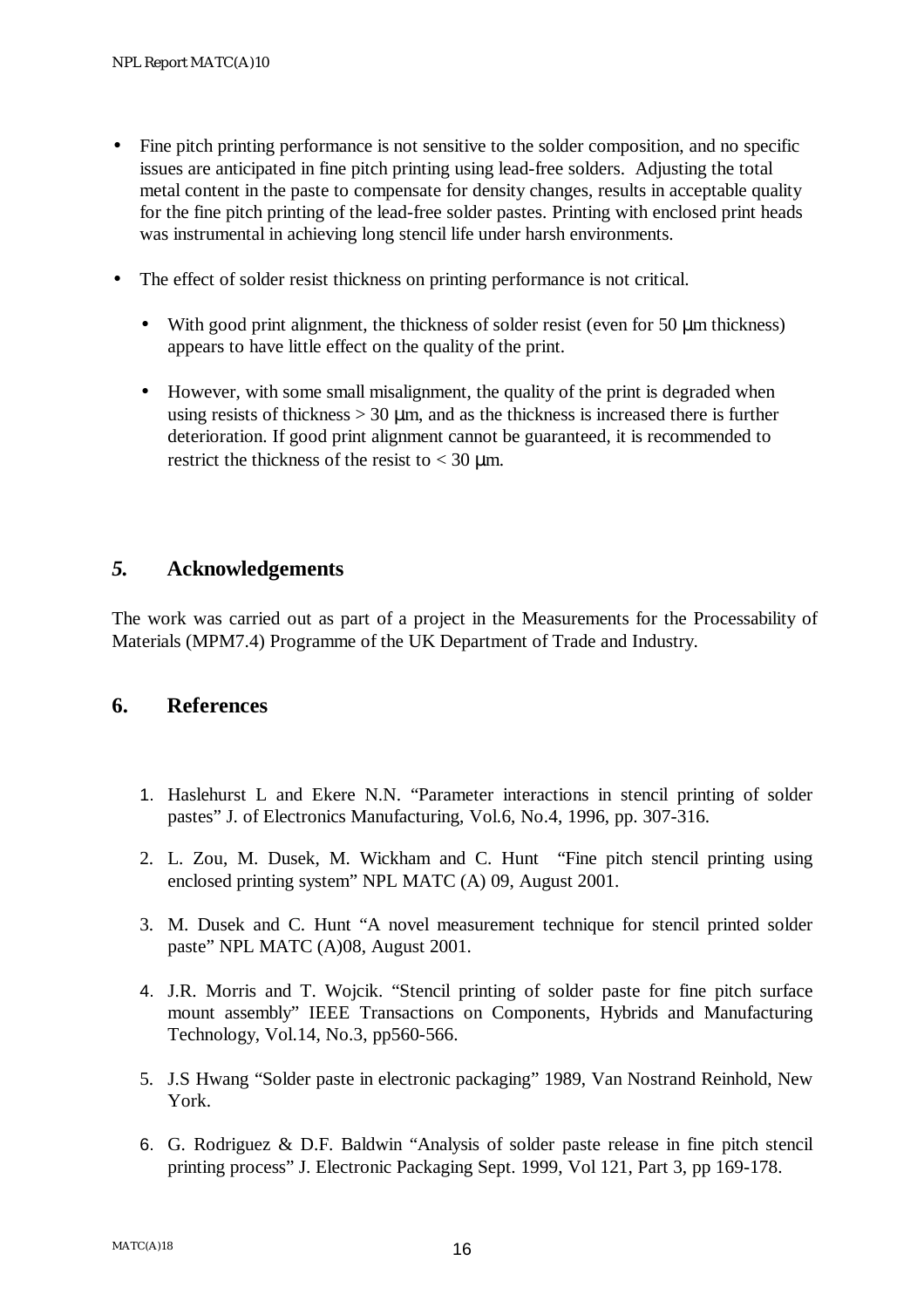- Fine pitch printing performance is not sensitive to the solder composition, and no specific issues are anticipated in fine pitch printing using lead-free solders. Adjusting the total metal content in the paste to compensate for density changes, results in acceptable quality for the fine pitch printing of the lead-free solder pastes. Printing with enclosed print heads was instrumental in achieving long stencil life under harsh environments.

- The effect of solder resist thickness on printing performance is not critical.

  - With good print alignment, the thickness of solder resist (even for 50 μm thickness) appears to have little effect on the quality of the print.

  - However, with some small misalignment, the quality of the print is degraded when using resists of thickness > 30 μm, and as the thickness is increased there is further deterioration. If good print alignment cannot be guaranteed, it is recommended to restrict the thickness of the resist to < 30 μm.

## *5.* Acknowledgements

The work was carried out as part of a project in the Measurements for the Processability of Materials (MPM7.4) Programme of the UK Department of Trade and Industry.

## 6. References

1. Haslehurst L and Ekere N.N. "Parameter interactions in stencil printing of solder pastes" J. of Electronics Manufacturing, Vol.6, No.4, 1996, pp. 307-316.

2. L. Zou, M. Dusek, M. Wickham and C. Hunt "Fine pitch stencil printing using enclosed printing system" NPL MATC (A) 09, August 2001.

3. M. Dusek and C. Hunt "A novel measurement technique for stencil printed solder paste" NPL MATC (A)08, August 2001.

4. J.R. Morris and T. Wojcik. "Stencil printing of solder paste for fine pitch surface mount assembly" IEEE Transactions on Components, Hybrids and Manufacturing Technology, Vol.14, No.3, pp560-566.

5. J.S Hwang "Solder paste in electronic packaging" 1989, Van Nostrand Reinhold, New York.

6. G. Rodriguez & D.F. Baldwin "Analysis of solder paste release in fine pitch stencil printing process" J. Electronic Packaging Sept. 1999, Vol 121, Part 3, pp 169-178.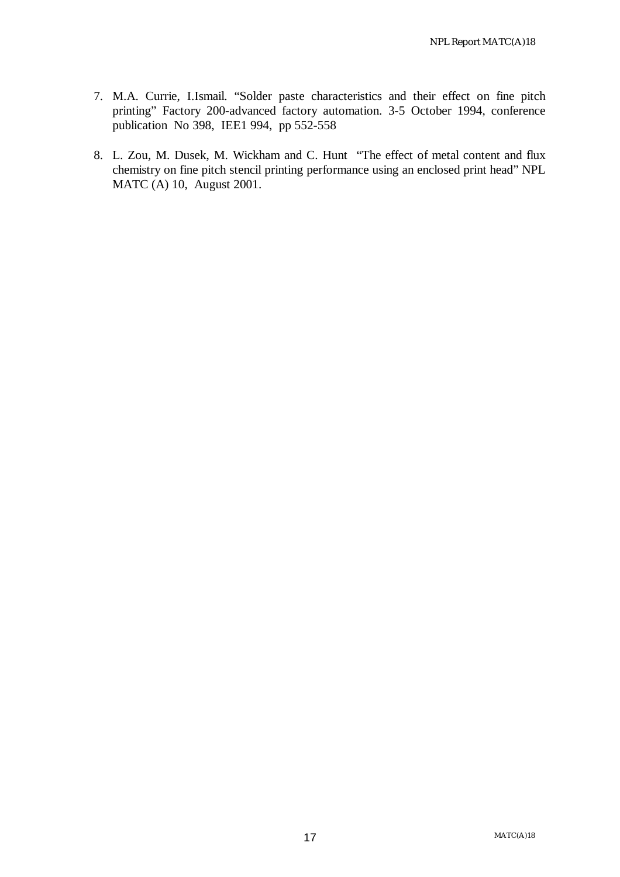7. M.A. Currie, I.Ismail. “Solder paste characteristics and their effect on fine pitch printing” Factory 200-advanced factory automation. 3-5 October 1994, conference publication No 398, IEE1 994, pp 552-558

8. L. Zou, M. Dusek, M. Wickham and C. Hunt “The effect of metal content and flux chemistry on fine pitch stencil printing performance using an enclosed print head” NPL MATC (A) 10, August 2001.